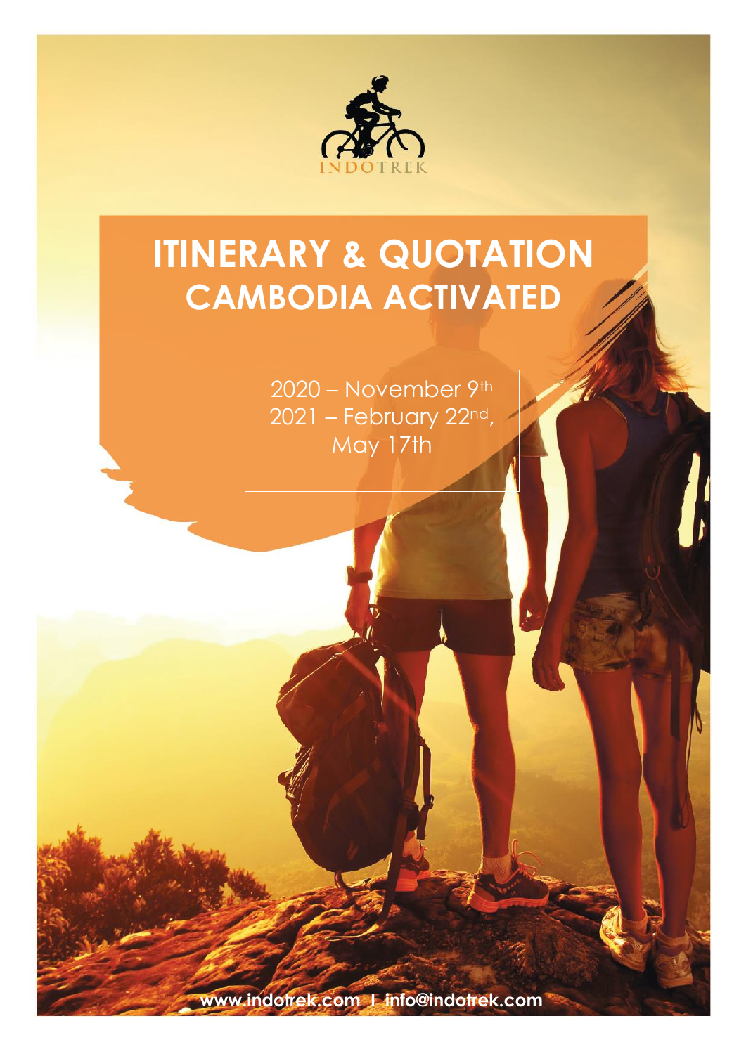INDOTREK

# ITINERARY & QUOTATION
## CAMBODIA ACTIVATED

2020 – November 9th
2021 – February 22nd, May 17th

www.indotrek.com I info@indotrek.com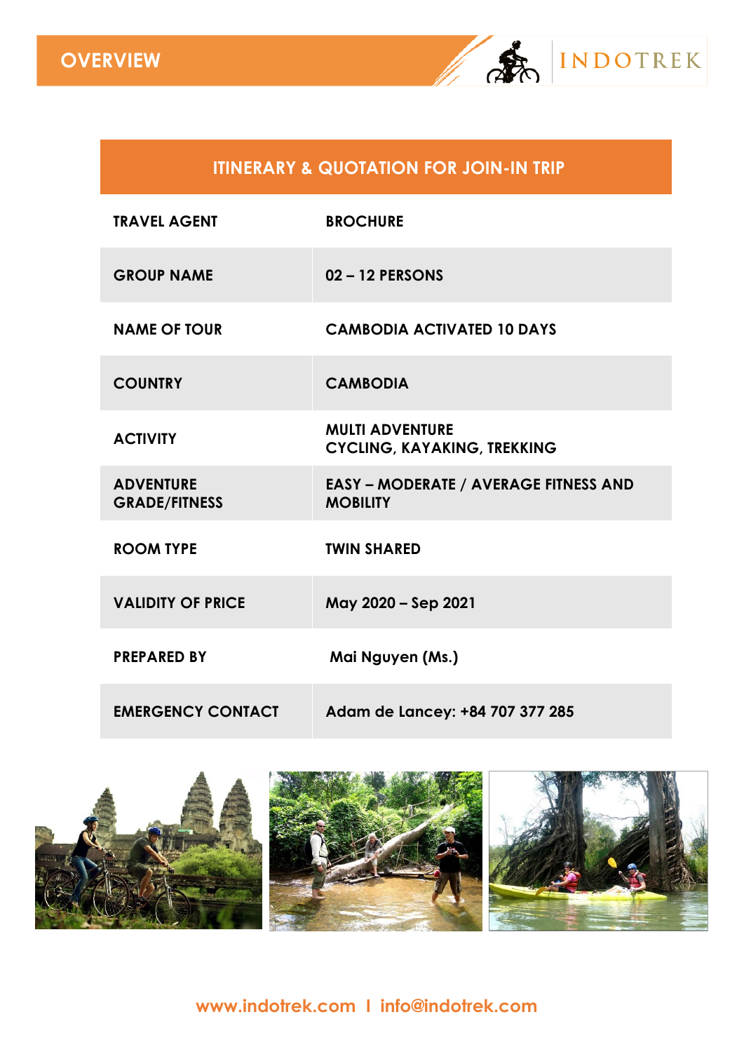# OVERVIEW

| ITINERARY & QUOTATION FOR JOIN-IN TRIP | |
|---|---|
| **TRAVEL AGENT** | **BROCHURE** |
| **GROUP NAME** | **02 – 12 PERSONS** |
| **NAME OF TOUR** | **CAMBODIA ACTIVATED 10 DAYS** |
| **COUNTRY** | **CAMBODIA** |
| **ACTIVITY** | **MULTI ADVENTURE CYCLING, KAYAKING, TREKKING** |
| **ADVENTURE GRADE/FITNESS** | **EASY – MODERATE / AVERAGE FITNESS AND MOBILITY** |
| **ROOM TYPE** | **TWIN SHARED** |
| **VALIDITY OF PRICE** | **May 2020 – Sep 2021** |
| **PREPARED BY** | **Mai Nguyen (Ms.)** |
| **EMERGENCY CONTACT** | **Adam de Lancey: +84 707 377 285** |

**www.indotrek.com I info@indotrek.com**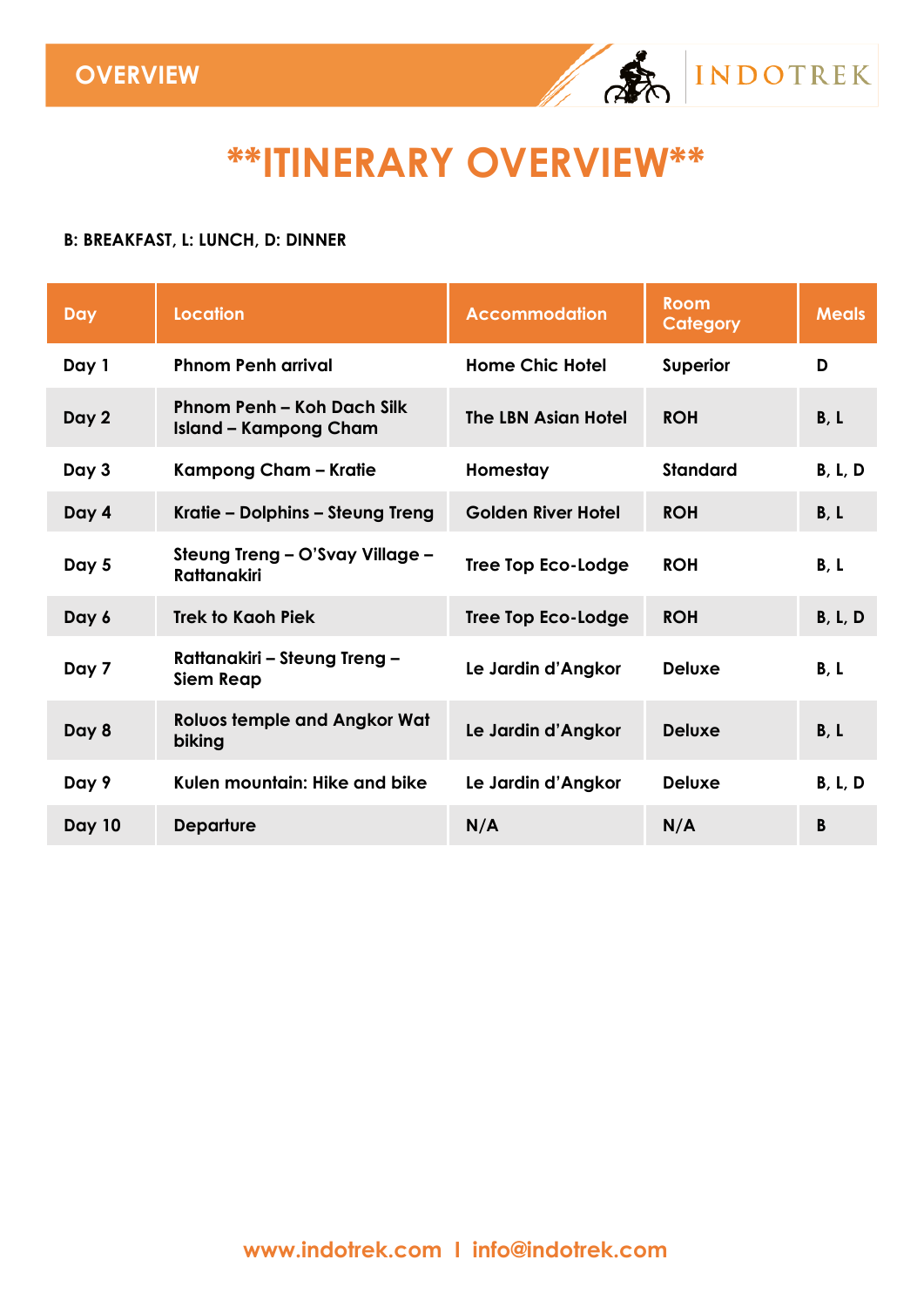# **ITINERARY OVERVIEW**

**B: BREAKFAST, L: LUNCH, D: DINNER**

| Day | Location | Accommodation | Room Category | Meals |
|---|---|---|---|---|
| Day 1 | Phnom Penh arrival | Home Chic Hotel | Superior | D |
| Day 2 | Phnom Penh – Koh Dach Silk Island – Kampong Cham | The LBN Asian Hotel | ROH | B, L |
| Day 3 | Kampong Cham – Kratie | Homestay | Standard | B, L, D |
| Day 4 | Kratie – Dolphins – Steung Treng | Golden River Hotel | ROH | B, L |
| Day 5 | Steung Treng – O'Svay Village – Rattanakiri | Tree Top Eco-Lodge | ROH | B, L |
| Day 6 | Trek to Kaoh Piek | Tree Top Eco-Lodge | ROH | B, L, D |
| Day 7 | Rattanakiri – Steung Treng – Siem Reap | Le Jardin d'Angkor | Deluxe | B, L |
| Day 8 | Roluos temple and Angkor Wat biking | Le Jardin d'Angkor | Deluxe | B, L |
| Day 9 | Kulen mountain: Hike and bike | Le Jardin d'Angkor | Deluxe | B, L, D |
| Day 10 | Departure | N/A | N/A | B |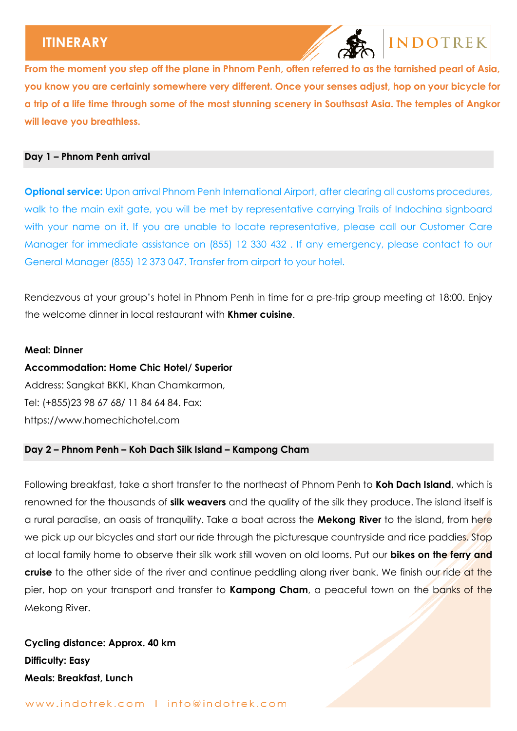# ITINERARY

**From the moment you step off the plane in Phnom Penh, often referred to as the tarnished pearl of Asia, you know you are certainly somewhere very different. Once your senses adjust, hop on your bicycle for a trip of a life time through some of the most stunning scenery in Southsast Asia. The temples of Angkor will leave you breathless.**

## Day 1 – Phnom Penh arrival

**Optional service:** Upon arrival Phnom Penh International Airport, after clearing all customs procedures, walk to the main exit gate, you will be met by representative carrying Trails of Indochina signboard with your name on it. If you are unable to locate representative, please call our Customer Care Manager for immediate assistance on (855) 12 330 432 . If any emergency, please contact to our General Manager (855) 12 373 047. Transfer from airport to your hotel.

Rendezvous at your group's hotel in Phnom Penh in time for a pre-trip group meeting at 18:00. Enjoy the welcome dinner in local restaurant with **Khmer cuisine**.

**Meal: Dinner**
**Accommodation: Home Chic Hotel/ Superior**
Address: Sangkat BKKI, Khan Chamkarmon,
Tel: (+855)23 98 67 68/ 11 84 64 84. Fax:
https://www.homechichotel.com

## Day 2 – Phnom Penh – Koh Dach Silk Island – Kampong Cham

Following breakfast, take a short transfer to the northeast of Phnom Penh to **Koh Dach Island**, which is renowned for the thousands of **silk weavers** and the quality of the silk they produce. The island itself is a rural paradise, an oasis of tranquility. Take a boat across the **Mekong River** to the island, from here we pick up our bicycles and start our ride through the picturesque countryside and rice paddies. Stop at local family home to observe their silk work still woven on old looms. Put our **bikes on the ferry and cruise** to the other side of the river and continue peddling along river bank. We finish our ride at the pier, hop on your transport and transfer to **Kampong Cham**, a peaceful town on the banks of the Mekong River.

**Cycling distance: Approx. 40 km**
**Difficulty: Easy**
**Meals: Breakfast, Lunch**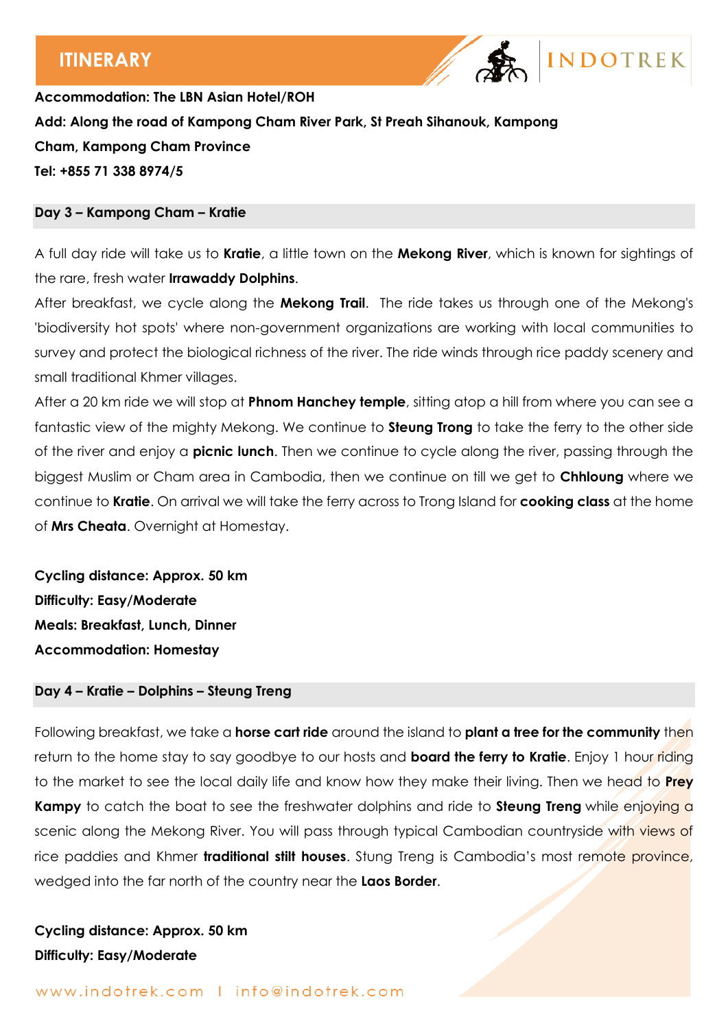**Accommodation: The LBN Asian Hotel/ROH**

**Add: Along the road of Kampong Cham River Park, St Preah Sihanouk, Kampong Cham, Kampong Cham Province**

**Tel: +855 71 338 8974/5**

## Day 3 – Kampong Cham – Kratie

A full day ride will take us to **Kratie**, a little town on the **Mekong River**, which is known for sightings of the rare, fresh water **Irrawaddy Dolphins**.

After breakfast, we cycle along the **Mekong Trail**. The ride takes us through one of the Mekong's 'biodiversity hot spots' where non-government organizations are working with local communities to survey and protect the biological richness of the river. The ride winds through rice paddy scenery and small traditional Khmer villages.

After a 20 km ride we will stop at **Phnom Hanchey temple**, sitting atop a hill from where you can see a fantastic view of the mighty Mekong. We continue to **Steung Trong** to take the ferry to the other side of the river and enjoy a **picnic lunch**. Then we continue to cycle along the river, passing through the biggest Muslim or Cham area in Cambodia, then we continue on till we get to **Chhloung** where we continue to **Kratie**. On arrival we will take the ferry across to Trong Island for **cooking class** at the home of **Mrs Cheata**. Overnight at Homestay.

**Cycling distance: Approx. 50 km**
**Difficulty: Easy/Moderate**
**Meals: Breakfast, Lunch, Dinner**
**Accommodation: Homestay**

## Day 4 – Kratie – Dolphins – Steung Treng

Following breakfast, we take a **horse cart ride** around the island to **plant a tree for the community** then return to the home stay to say goodbye to our hosts and **board the ferry to Kratie**. Enjoy 1 hour riding to the market to see the local daily life and know how they make their living. Then we head to **Prey Kampy** to catch the boat to see the freshwater dolphins and ride to **Steung Treng** while enjoying a scenic along the Mekong River. You will pass through typical Cambodian countryside with views of rice paddies and Khmer **traditional stilt houses**. Stung Treng is Cambodia's most remote province, wedged into the far north of the country near the **Laos Border**.

**Cycling distance: Approx. 50 km**
**Difficulty: Easy/Moderate**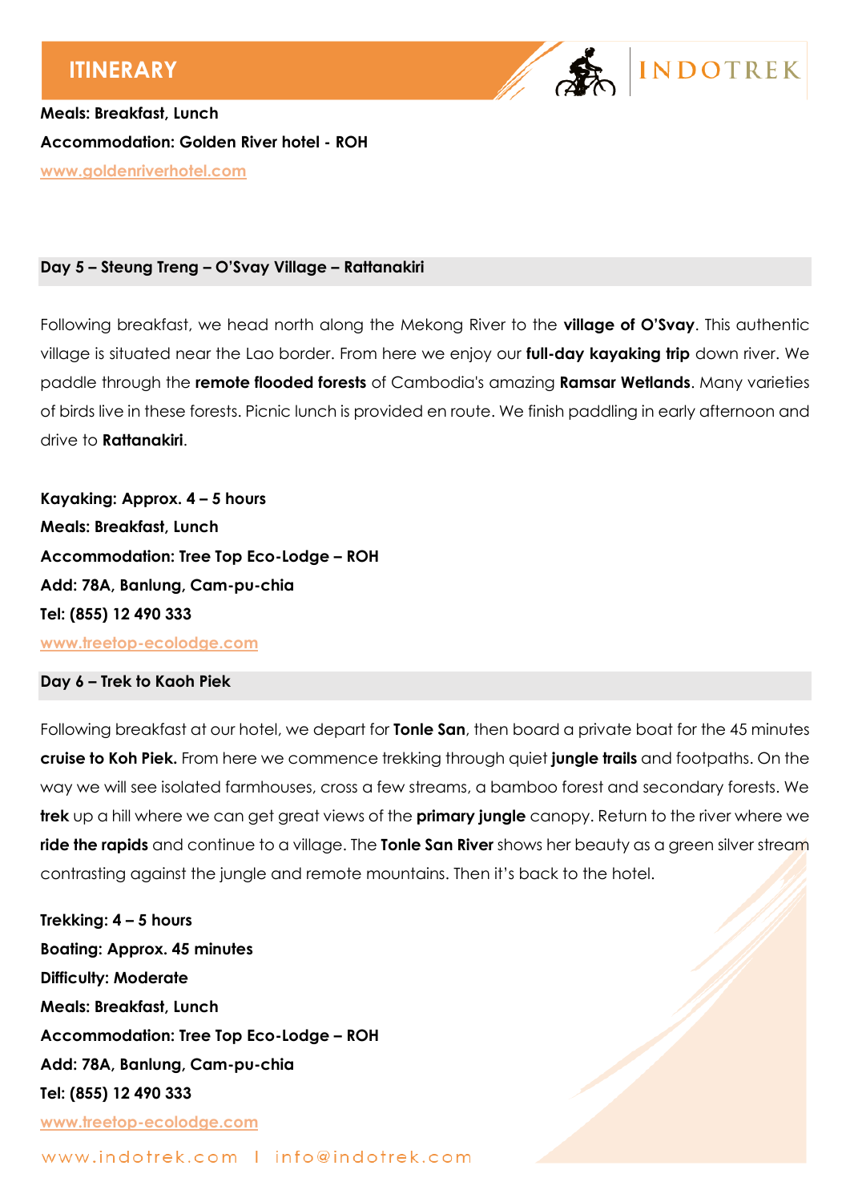**Meals: Breakfast, Lunch**

**Accommodation: Golden River hotel - ROH**

www.goldenriverhotel.com

## Day 5 – Steung Treng – O'Svay Village – Rattanakiri

Following breakfast, we head north along the Mekong River to the **village of O'Svay**. This authentic village is situated near the Lao border. From here we enjoy our **full-day kayaking trip** down river. We paddle through the **remote flooded forests** of Cambodia's amazing **Ramsar Wetlands**. Many varieties of birds live in these forests. Picnic lunch is provided en route. We finish paddling in early afternoon and drive to **Rattanakiri**.

**Kayaking: Approx. 4 – 5 hours**

**Meals: Breakfast, Lunch**

**Accommodation: Tree Top Eco-Lodge – ROH**

**Add: 78A, Banlung, Cam-pu-chia**

**Tel: (855) 12 490 333**

www.treetop-ecolodge.com

## Day 6 – Trek to Kaoh Piek

Following breakfast at our hotel, we depart for **Tonle San**, then board a private boat for the 45 minutes **cruise to Koh Piek.** From here we commence trekking through quiet **jungle trails** and footpaths. On the way we will see isolated farmhouses, cross a few streams, a bamboo forest and secondary forests. We **trek** up a hill where we can get great views of the **primary jungle** canopy. Return to the river where we **ride the rapids** and continue to a village. The **Tonle San River** shows her beauty as a green silver stream contrasting against the jungle and remote mountains. Then it's back to the hotel.

**Trekking: 4 – 5 hours**

**Boating: Approx. 45 minutes**

**Difficulty: Moderate**

**Meals: Breakfast, Lunch**

**Accommodation: Tree Top Eco-Lodge – ROH**

**Add: 78A, Banlung, Cam-pu-chia**

**Tel: (855) 12 490 333**

www.treetop-ecolodge.com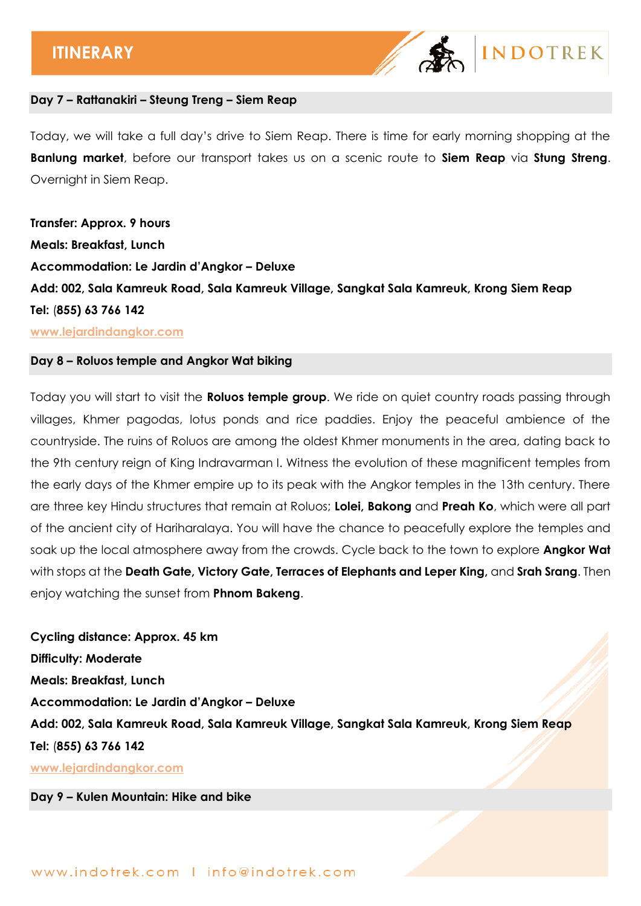## Day 7 – Rattanakiri – Steung Treng – Siem Reap

Today, we will take a full day's drive to Siem Reap. There is time for early morning shopping at the **Banlung market**, before our transport takes us on a scenic route to **Siem Reap** via **Stung Streng**. Overnight in Siem Reap.

**Transfer: Approx. 9 hours**
**Meals: Breakfast, Lunch**
**Accommodation: Le Jardin d'Angkor – Deluxe**
**Add: 002, Sala Kamreuk Road, Sala Kamreuk Village, Sangkat Sala Kamreuk, Krong Siem Reap**
**Tel: (855) 63 766 142**
www.lejardindangkor.com

## Day 8 – Roluos temple and Angkor Wat biking

Today you will start to visit the **Roluos temple group**. We ride on quiet country roads passing through villages, Khmer pagodas, lotus ponds and rice paddies. Enjoy the peaceful ambience of the countryside. The ruins of Roluos are among the oldest Khmer monuments in the area, dating back to the 9th century reign of King Indravarman I. Witness the evolution of these magnificent temples from the early days of the Khmer empire up to its peak with the Angkor temples in the 13th century. There are three key Hindu structures that remain at Roluos; **Lolei, Bakong** and **Preah Ko**, which were all part of the ancient city of Hariharalaya. You will have the chance to peacefully explore the temples and soak up the local atmosphere away from the crowds. Cycle back to the town to explore **Angkor Wat** with stops at the **Death Gate, Victory Gate, Terraces of Elephants and Leper King,** and **Srah Srang**. Then enjoy watching the sunset from **Phnom Bakeng**.

**Cycling distance: Approx. 45 km**
**Difficulty: Moderate**
**Meals: Breakfast, Lunch**
**Accommodation: Le Jardin d'Angkor – Deluxe**
**Add: 002, Sala Kamreuk Road, Sala Kamreuk Village, Sangkat Sala Kamreuk, Krong Siem Reap**
**Tel: (855) 63 766 142**
www.lejardindangkor.com

## Day 9 – Kulen Mountain: Hike and bike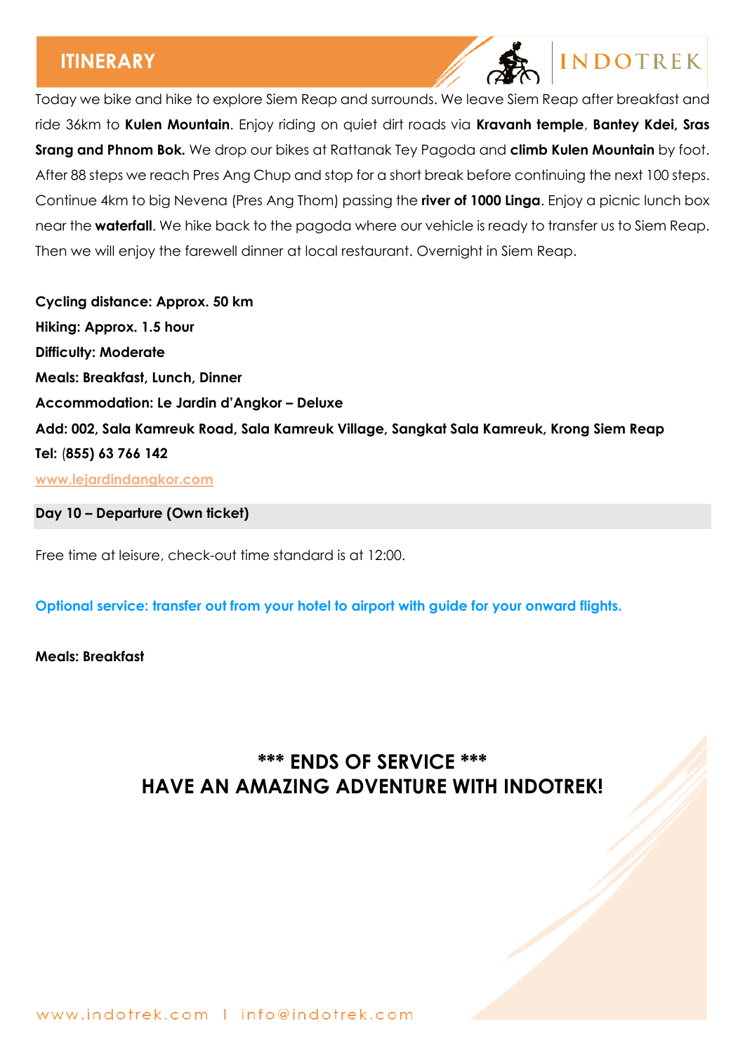Today we bike and hike to explore Siem Reap and surrounds. We leave Siem Reap after breakfast and ride 36km to **Kulen Mountain**. Enjoy riding on quiet dirt roads via **Kravanh temple**, **Bantey Kdei, Sras Srang and Phnom Bok.** We drop our bikes at Rattanak Tey Pagoda and **climb Kulen Mountain** by foot. After 88 steps we reach Pres Ang Chup and stop for a short break before continuing the next 100 steps. Continue 4km to big Nevena (Pres Ang Thom) passing the **river of 1000 Linga**. Enjoy a picnic lunch box near the **waterfall**. We hike back to the pagoda where our vehicle is ready to transfer us to Siem Reap. Then we will enjoy the farewell dinner at local restaurant. Overnight in Siem Reap.

**Cycling distance: Approx. 50 km**
**Hiking: Approx. 1.5 hour**
**Difficulty: Moderate**
**Meals: Breakfast, Lunch, Dinner**
**Accommodation: Le Jardin d'Angkor – Deluxe**
**Add: 002, Sala Kamreuk Road, Sala Kamreuk Village, Sangkat Sala Kamreuk, Krong Siem Reap**
**Tel: (855) 63 766 142**
www.lejardindangkor.com

### Day 10 – Departure (Own ticket)

Free time at leisure, check-out time standard is at 12:00.

**Optional service: transfer out from your hotel to airport with guide for your onward flights.**

**Meals: Breakfast**

## *** ENDS OF SERVICE ***
## HAVE AN AMAZING ADVENTURE WITH INDOTREK!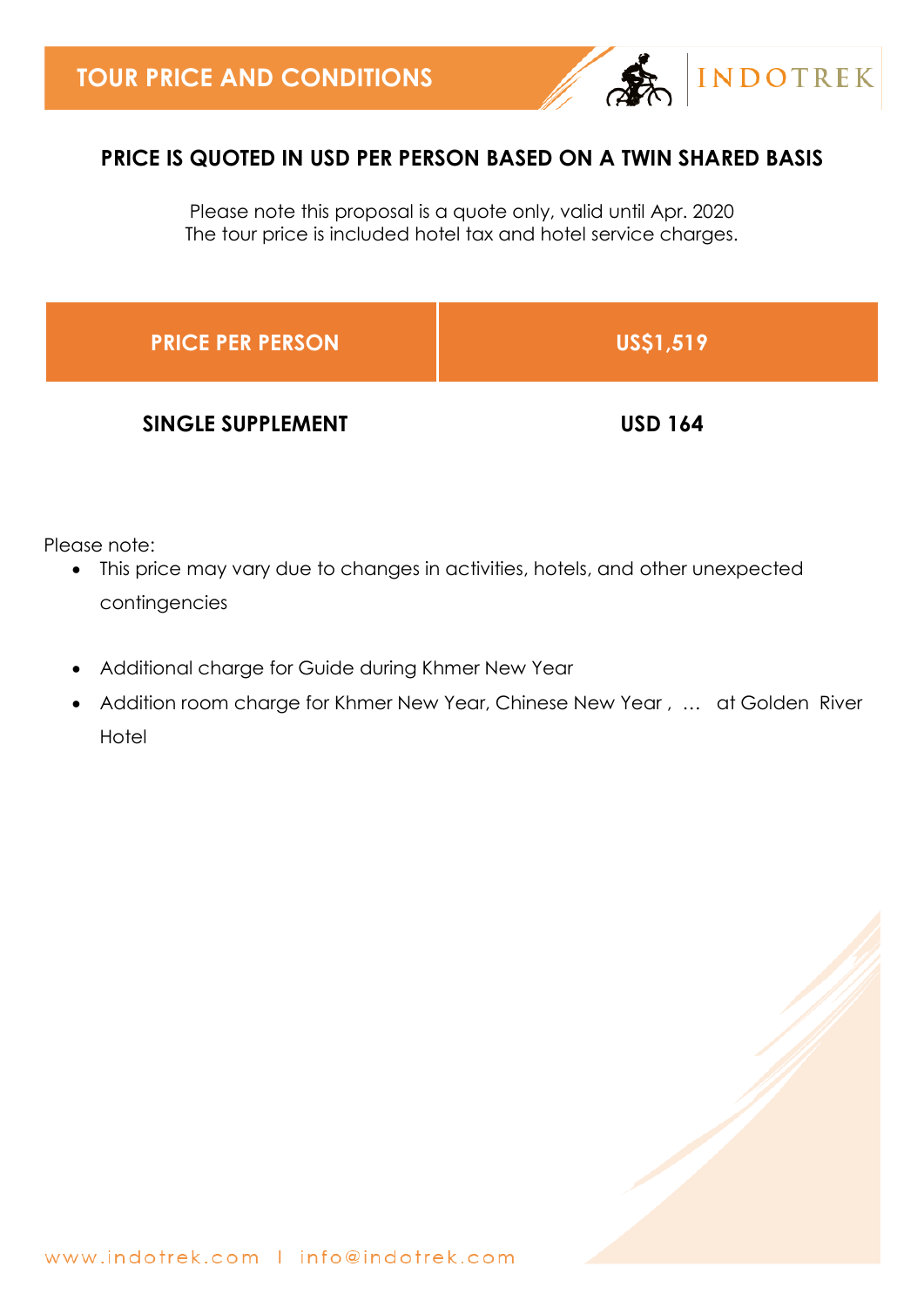# TOUR PRICE AND CONDITIONS

## PRICE IS QUOTED IN USD PER PERSON BASED ON A TWIN SHARED BASIS

Please note this proposal is a quote only, valid until Apr. 2020
The tour price is included hotel tax and hotel service charges.

| PRICE PER PERSON | US$1,519 |
|---|---|
| **SINGLE SUPPLEMENT** | **USD 164** |

Please note:

- This price may vary due to changes in activities, hotels, and other unexpected contingencies
- Additional charge for Guide during Khmer New Year
- Addition room charge for Khmer New Year, Chinese New Year , … at Golden River Hotel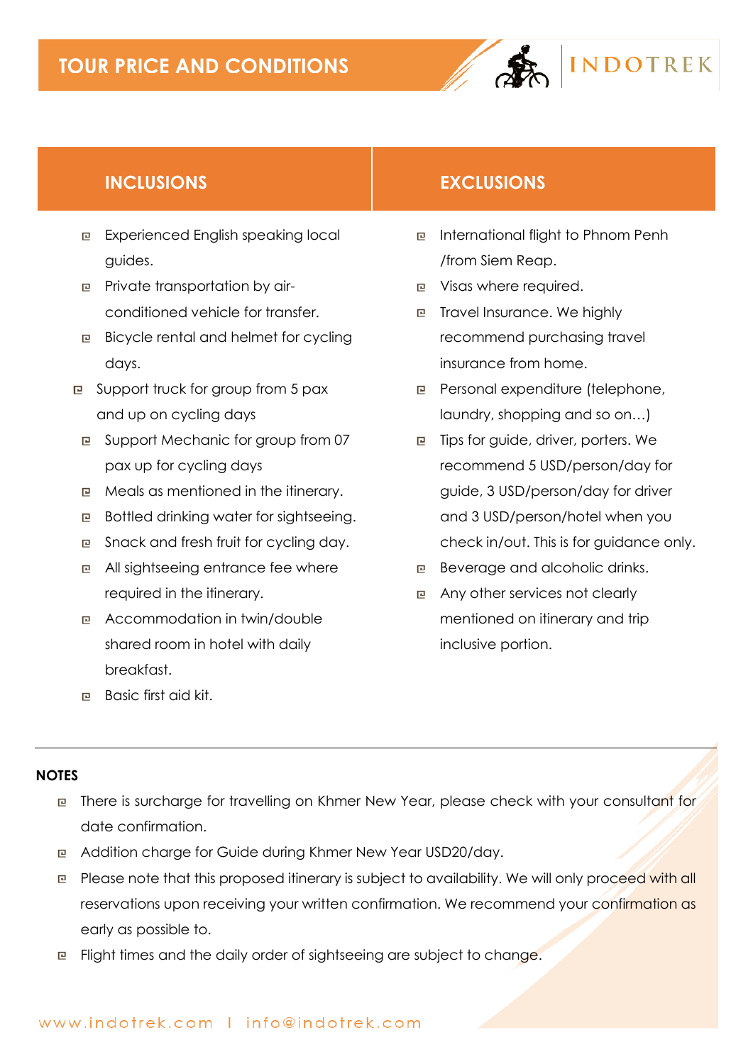# TOUR PRICE AND CONDITIONS

## INCLUSIONS

- Experienced English speaking local guides.
- Private transportation by air-conditioned vehicle for transfer.
- Bicycle rental and helmet for cycling days.
- Support truck for group from 5 pax and up on cycling days
- Support Mechanic for group from 07 pax up for cycling days
- Meals as mentioned in the itinerary.
- Bottled drinking water for sightseeing.
- Snack and fresh fruit for cycling day.
- All sightseeing entrance fee where required in the itinerary.
- Accommodation in twin/double shared room in hotel with daily breakfast.
- Basic first aid kit.

## EXCLUSIONS

- International flight to Phnom Penh /from Siem Reap.
- Visas where required.
- Travel Insurance. We highly recommend purchasing travel insurance from home.
- Personal expenditure (telephone, laundry, shopping and so on…)
- Tips for guide, driver, porters. We recommend 5 USD/person/day for guide, 3 USD/person/day for driver and 3 USD/person/hotel when you check in/out. This is for guidance only.
- Beverage and alcoholic drinks.
- Any other services not clearly mentioned on itinerary and trip inclusive portion.

**NOTES**

- There is surcharge for travelling on Khmer New Year, please check with your consultant for date confirmation.
- Addition charge for Guide during Khmer New Year USD20/day.
- Please note that this proposed itinerary is subject to availability. We will only proceed with all reservations upon receiving your written confirmation. We recommend your confirmation as early as possible to.
- Flight times and the daily order of sightseeing are subject to change.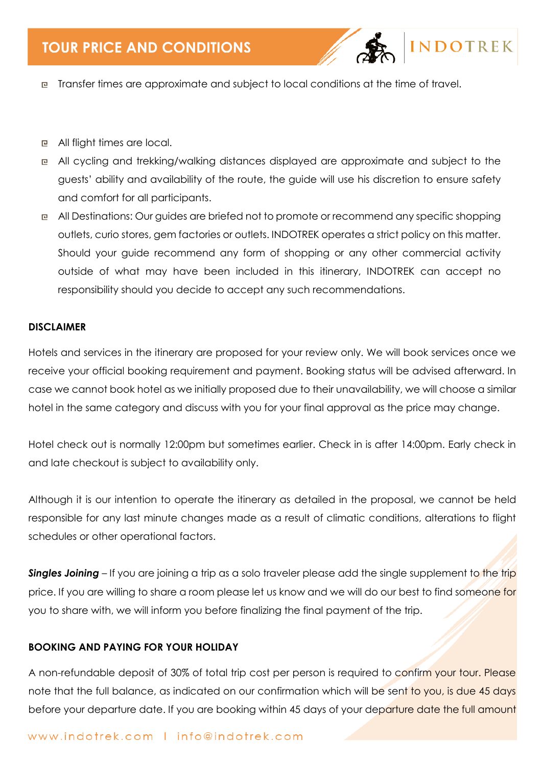- Transfer times are approximate and subject to local conditions at the time of travel.
- All flight times are local.
- All cycling and trekking/walking distances displayed are approximate and subject to the guests' ability and availability of the route, the guide will use his discretion to ensure safety and comfort for all participants.
- All Destinations: Our guides are briefed not to promote or recommend any specific shopping outlets, curio stores, gem factories or outlets. INDOTREK operates a strict policy on this matter. Should your guide recommend any form of shopping or any other commercial activity outside of what may have been included in this itinerary, INDOTREK can accept no responsibility should you decide to accept any such recommendations.

**DISCLAIMER**

Hotels and services in the itinerary are proposed for your review only. We will book services once we receive your official booking requirement and payment. Booking status will be advised afterward. In case we cannot book hotel as we initially proposed due to their unavailability, we will choose a similar hotel in the same category and discuss with you for your final approval as the price may change.

Hotel check out is normally 12:00pm but sometimes earlier. Check in is after 14:00pm. Early check in and late checkout is subject to availability only.

Although it is our intention to operate the itinerary as detailed in the proposal, we cannot be held responsible for any last minute changes made as a result of climatic conditions, alterations to flight schedules or other operational factors.

***Singles Joining*** – If you are joining a trip as a solo traveler please add the single supplement to the trip price. If you are willing to share a room please let us know and we will do our best to find someone for you to share with, we will inform you before finalizing the final payment of the trip.

**BOOKING AND PAYING FOR YOUR HOLIDAY**

A non-refundable deposit of 30% of total trip cost per person is required to confirm your tour. Please note that the full balance, as indicated on our confirmation which will be sent to you, is due 45 days before your departure date. If you are booking within 45 days of your departure date the full amount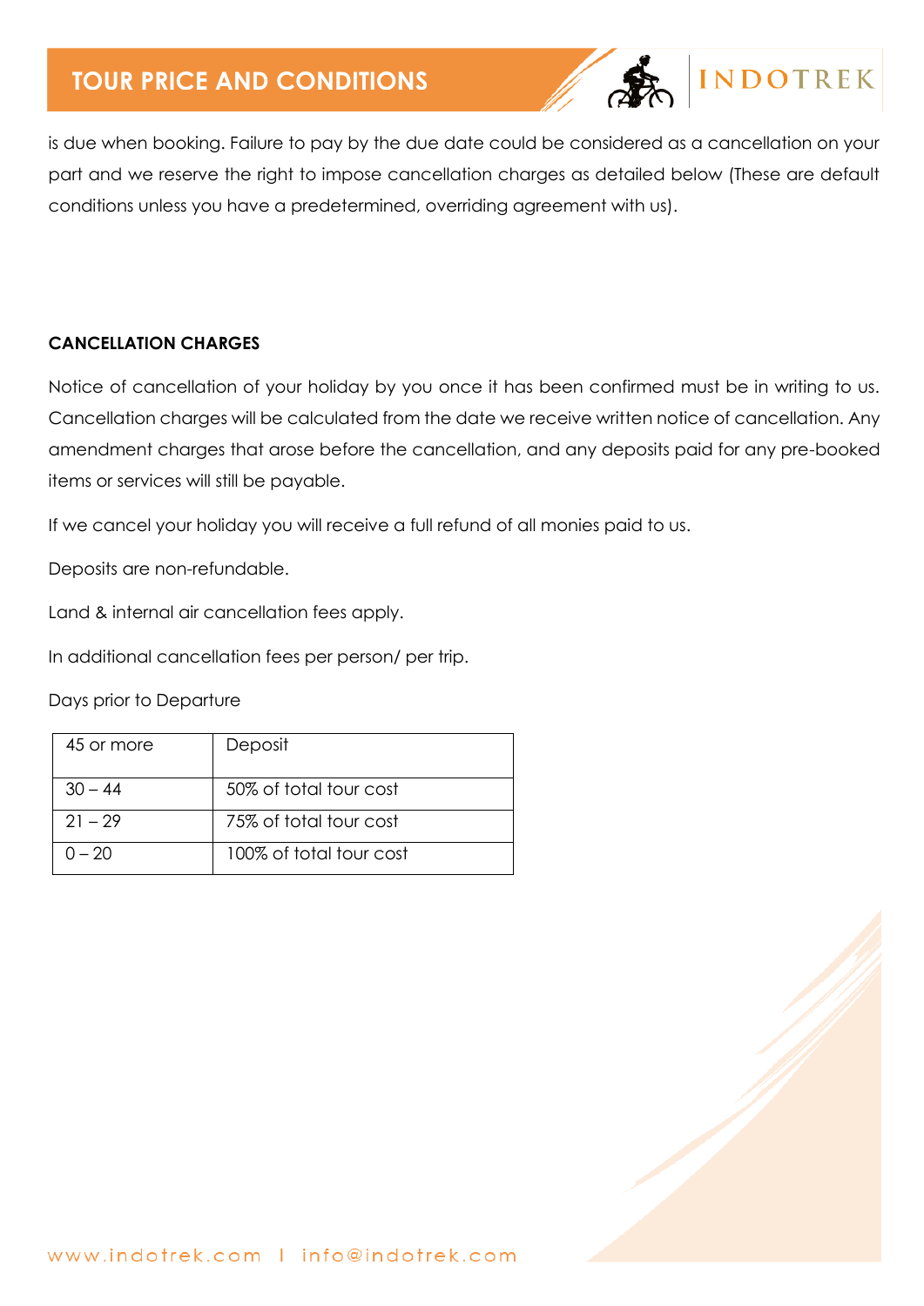is due when booking. Failure to pay by the due date could be considered as a cancellation on your part and we reserve the right to impose cancellation charges as detailed below (These are default conditions unless you have a predetermined, overriding agreement with us).

**CANCELLATION CHARGES**

Notice of cancellation of your holiday by you once it has been confirmed must be in writing to us. Cancellation charges will be calculated from the date we receive written notice of cancellation. Any amendment charges that arose before the cancellation, and any deposits paid for any pre-booked items or services will still be payable.

If we cancel your holiday you will receive a full refund of all monies paid to us.

Deposits are non-refundable.

Land & internal air cancellation fees apply.

In additional cancellation fees per person/ per trip.

Days prior to Departure

| | |
|---|---|
| 45 or more | Deposit |
| 30 – 44 | 50% of total tour cost |
| 21 – 29 | 75% of total tour cost |
| 0 – 20 | 100% of total tour cost |